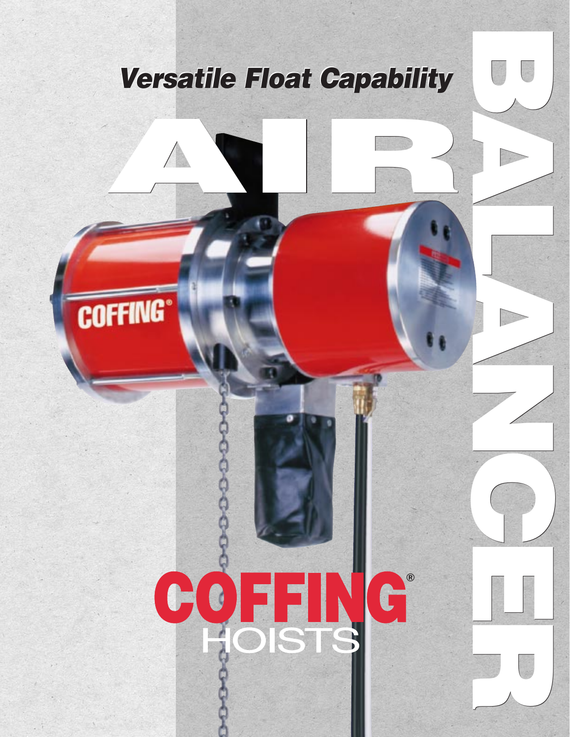# AIR BALANCER

## *Versatile Float Capability*

COFFING®

HOISTS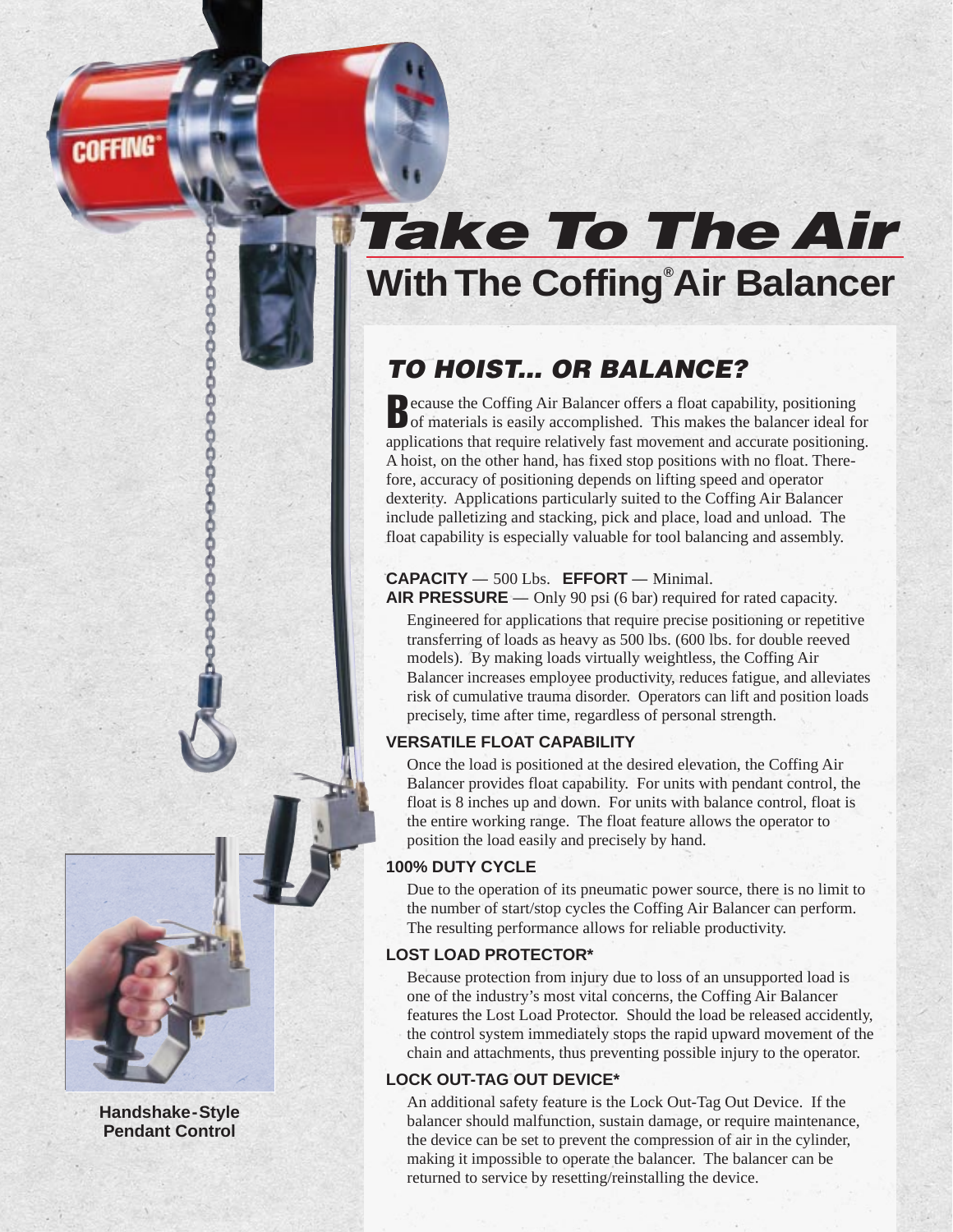# Take To The Air

## With The Coffing® Air Balancer

### TO HOIST... OR BALANCE?

Because the Coffing Air Balancer offers a float capability, positioning of materials is easily accomplished. This makes the balancer ideal for applications that require relatively fast movement and accurate positioning. A hoist, on the other hand, has fixed stop positions with no float. Therefore, accuracy of positioning depends on lifting speed and operator dexterity. Applications particularly suited to the Coffing Air Balancer include palletizing and stacking, pick and place, load and unload. The float capability is especially valuable for tool balancing and assembly.

**CAPACITY** — 500 Lbs. **EFFORT** — Minimal.
**AIR PRESSURE** — Only 90 psi (6 bar) required for rated capacity.

Engineered for applications that require precise positioning or repetitive transferring of loads as heavy as 500 lbs. (600 lbs. for double reeved models). By making loads virtually weightless, the Coffing Air Balancer increases employee productivity, reduces fatigue, and alleviates risk of cumulative trauma disorder. Operators can lift and position loads precisely, time after time, regardless of personal strength.

**VERSATILE FLOAT CAPABILITY**

Once the load is positioned at the desired elevation, the Coffing Air Balancer provides float capability. For units with pendant control, the float is 8 inches up and down. For units with balance control, float is the entire working range. The float feature allows the operator to position the load easily and precisely by hand.

**100% DUTY CYCLE**

Due to the operation of its pneumatic power source, there is no limit to the number of start/stop cycles the Coffing Air Balancer can perform. The resulting performance allows for reliable productivity.

**LOST LOAD PROTECTOR***

Because protection from injury due to loss of an unsupported load is one of the industry's most vital concerns, the Coffing Air Balancer features the Lost Load Protector. Should the load be released accidently, the control system immediately stops the rapid upward movement of the chain and attachments, thus preventing possible injury to the operator.

**LOCK OUT-TAG OUT DEVICE***

An additional safety feature is the Lock Out-Tag Out Device. If the balancer should malfunction, sustain damage, or require maintenance, the device can be set to prevent the compression of air in the cylinder, making it impossible to operate the balancer. The balancer can be returned to service by resetting/reinstalling the device.

**Handshake-Style Pendant Control**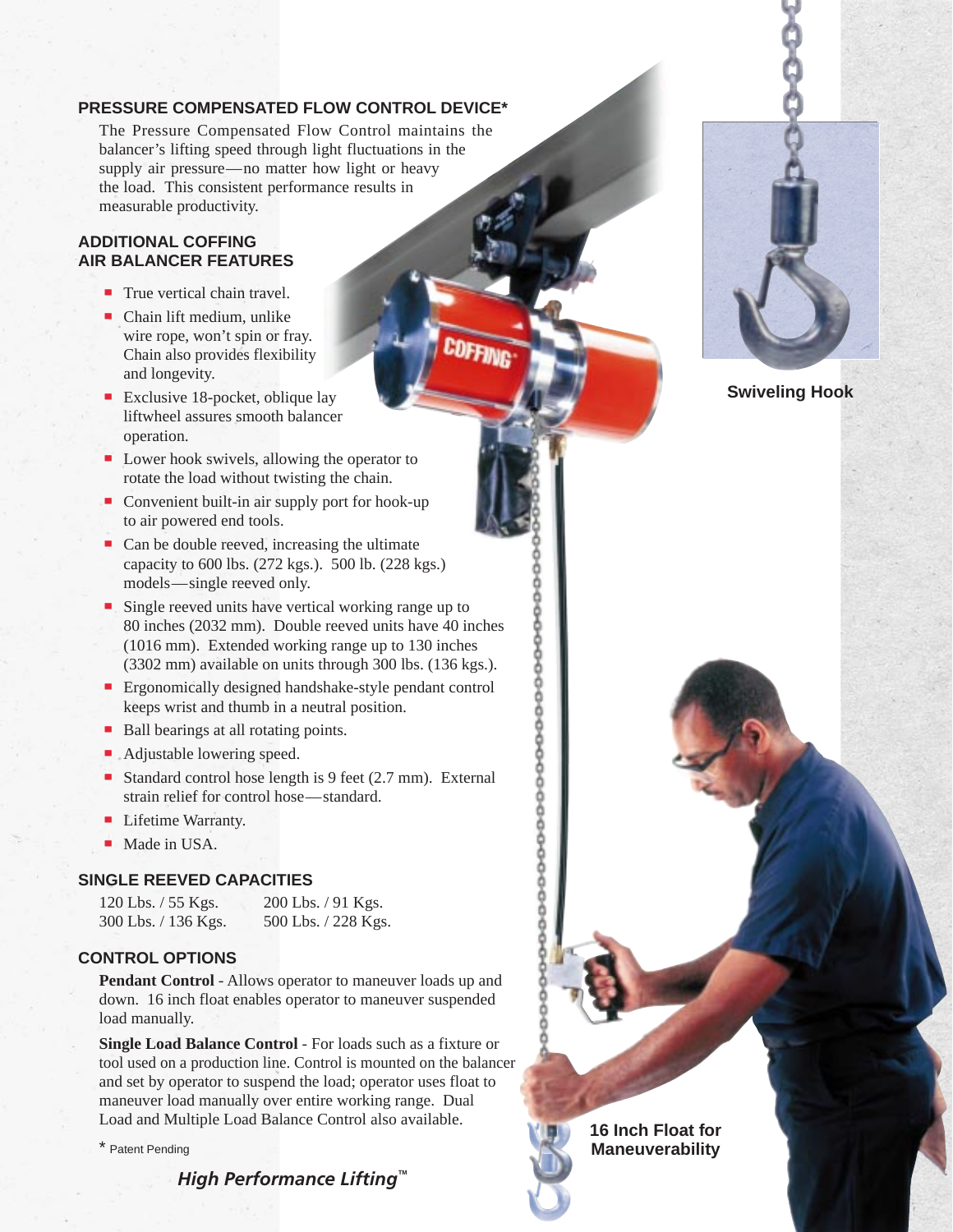## PRESSURE COMPENSATED FLOW CONTROL DEVICE*

The Pressure Compensated Flow Control maintains the balancer's lifting speed through light fluctuations in the supply air pressure—no matter how light or heavy the load. This consistent performance results in measurable productivity.

## ADDITIONAL COFFING AIR BALANCER FEATURES

- True vertical chain travel.
- Chain lift medium, unlike wire rope, won't spin or fray. Chain also provides flexibility and longevity.
- Exclusive 18-pocket, oblique lay liftwheel assures smooth balancer operation.
- Lower hook swivels, allowing the operator to rotate the load without twisting the chain.
- Convenient built-in air supply port for hook-up to air powered end tools.
- Can be double reeved, increasing the ultimate capacity to 600 lbs. (272 kgs.). 500 lb. (228 kgs.) models—single reeved only.
- Single reeved units have vertical working range up to 80 inches (2032 mm). Double reeved units have 40 inches (1016 mm). Extended working range up to 130 inches (3302 mm) available on units through 300 lbs. (136 kgs.).
- Ergonomically designed handshake-style pendant control keeps wrist and thumb in a neutral position.
- Ball bearings at all rotating points.
- Adjustable lowering speed.
- Standard control hose length is 9 feet (2.7 mm). External strain relief for control hose—standard.
- Lifetime Warranty.
- Made in USA.

## SINGLE REEVED CAPACITIES

| | |
|---|---|
| 120 Lbs. / 55 Kgs. | 200 Lbs. / 91 Kgs. |
| 300 Lbs. / 136 Kgs. | 500 Lbs. / 228 Kgs. |

## CONTROL OPTIONS

**Pendant Control** - Allows operator to maneuver loads up and down. 16 inch float enables operator to maneuver suspended load manually.

**Single Load Balance Control** - For loads such as a fixture or tool used on a production line. Control is mounted on the balancer and set by operator to suspend the load; operator uses float to maneuver load manually over entire working range. Dual Load and Multiple Load Balance Control also available.

* Patent Pending

*High Performance Lifting™*

**Swiveling Hook**

**16 Inch Float for Maneuverability**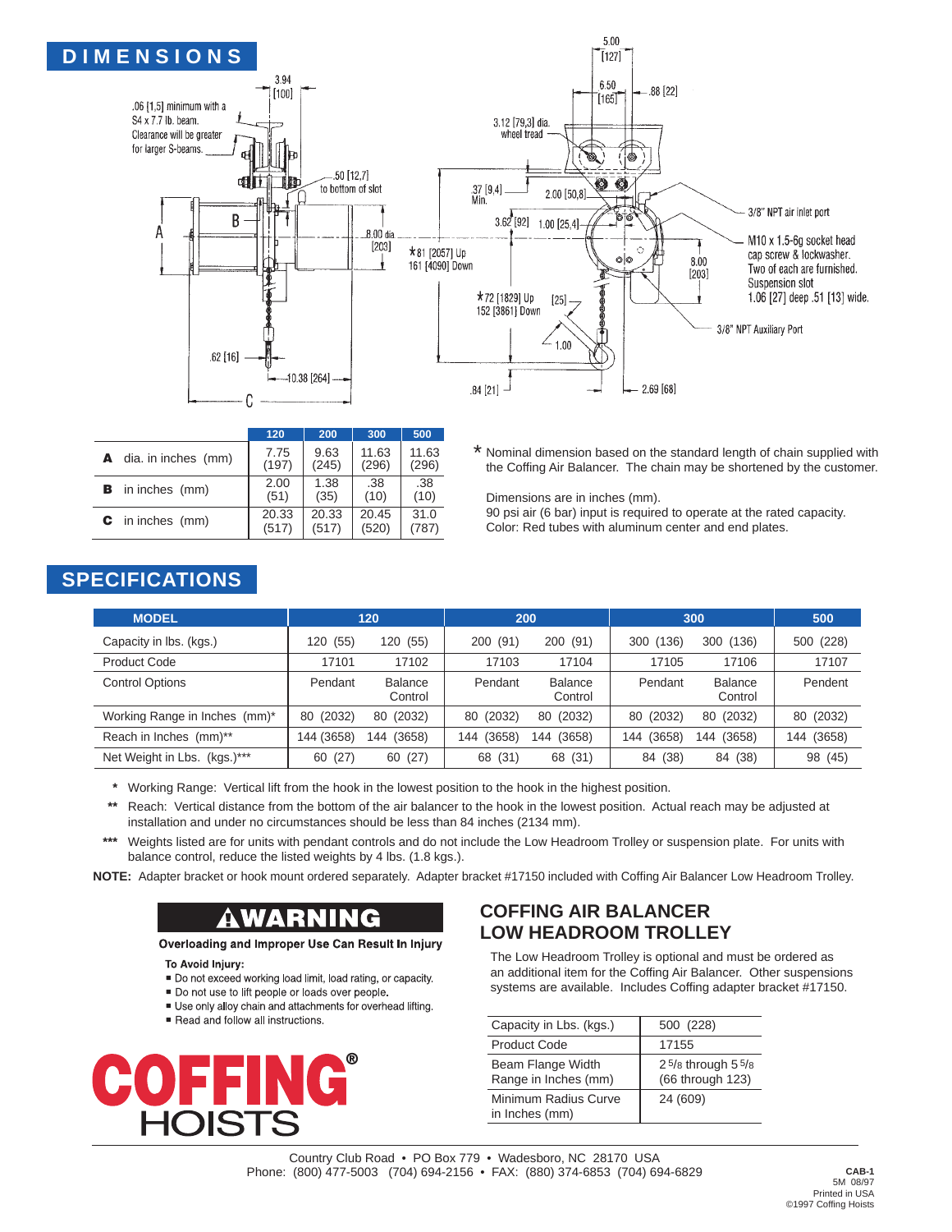## DIMENSIONS

.06 [1,5] minimum with a S4 x 7.7 lb. beam. Clearance will be greater for larger S-beams.

3.94 [100]

.50 [12,7] to bottom of slot

8.00 dia [203]

✱81 [2057] Up
161 [4090] Down

.62 [16]

10.38 [264]

A

B

C

5.00 [127]

6.50 [165]

.88 [22]

3.12 [79,3] dia. wheel tread

.37 [9,4] Min.

2.00 [50,8]

3.62 [92]

1.00 [25,4]

3/8" NPT air inlet port

M10 x 1.5-6g socket head cap screw & lockwasher. Two of each are furnished.

Suspension slot 1.06 [27] deep .51 [13] wide.

8.00 [203]

✱72 [1829] Up
152 [3861] Down

[25]

3/8" NPT Auxiliary Port

1.00

.84 [21]

2.69 [68]

| | 120 | 200 | 300 | 500 |
|---|---|---|---|---|
| **A** dia. in inches (mm) | 7.75 (197) | 9.63 (245) | 11.63 (296) | 11.63 (296) |
| **B** in inches (mm) | 2.00 (51) | 1.38 (35) | .38 (10) | .38 (10) |
| **C** in inches (mm) | 20.33 (517) | 20.33 (517) | 20.45 (520) | 31.0 (787) |

\* Nominal dimension based on the standard length of chain supplied with the Coffing Air Balancer. The chain may be shortened by the customer.

Dimensions are in inches (mm).
90 psi air (6 bar) input is required to operate at the rated capacity.
Color: Red tubes with aluminum center and end plates.

## SPECIFICATIONS

| MODEL | 120 | | 200 | | 300 | | 500 |
|---|---|---|---|---|---|---|---|
| Capacity in lbs. (kgs.) | 120 (55) | 120 (55) | 200 (91) | 200 (91) | 300 (136) | 300 (136) | 500 (228) |
| Product Code | 17101 | 17102 | 17103 | 17104 | 17105 | 17106 | 17107 |
| Control Options | Pendant | Balance Control | Pendant | Balance Control | Pendant | Balance Control | Pendent |
| Working Range in Inches (mm)* | 80 (2032) | 80 (2032) | 80 (2032) | 80 (2032) | 80 (2032) | 80 (2032) | 80 (2032) |
| Reach in Inches (mm)** | 144 (3658) | 144 (3658) | 144 (3658) | 144 (3658) | 144 (3658) | 144 (3658) | 144 (3658) |
| Net Weight in Lbs. (kgs.)*** | 60 (27) | 60 (27) | 68 (31) | 68 (31) | 84 (38) | 84 (38) | 98 (45) |

\* Working Range: Vertical lift from the hook in the lowest position to the hook in the highest position.

\*\* Reach: Vertical distance from the bottom of the air balancer to the hook in the lowest position. Actual reach may be adjusted at installation and under no circumstances should be less than 84 inches (2134 mm).

\*\*\* Weights listed are for units with pendant controls and do not include the Low Headroom Trolley or suspension plate. For units with balance control, reduce the listed weights by 4 lbs. (1.8 kgs.).

**NOTE:** Adapter bracket or hook mount ordered separately. Adapter bracket #17150 included with Coffing Air Balancer Low Headroom Trolley.

## ⚠WARNING

**Overloading and Improper Use Can Result In Injury**

**To Avoid Injury:**

- Do not exceed working load limit, load rating, or capacity.
- Do not use to lift people or loads over people.
- Use only alloy chain and attachments for overhead lifting.
- Read and follow all instructions.

## COFFING AIR BALANCER LOW HEADROOM TROLLEY

The Low Headroom Trolley is optional and must be ordered as an additional item for the Coffing Air Balancer. Other suspensions systems are available. Includes Coffing adapter bracket #17150.

| | |
|---|---|
| Capacity in Lbs. (kgs.) | 500 (228) |
| Product Code | 17155 |
| Beam Flange Width Range in Inches (mm) | 2 5/8 through 5 5/8 (66 through 123) |
| Minimum Radius Curve in Inches (mm) | 24 (609) |

**COFFING® HOISTS**

Country Club Road • PO Box 779 • Wadesboro, NC 28170 USA
Phone: (800) 477-5003 (704) 694-2156 • FAX: (880) 374-6853 (704) 694-6829

**CAB-1**
5M 08/97
Printed in USA
©1997 Coffing Hoists